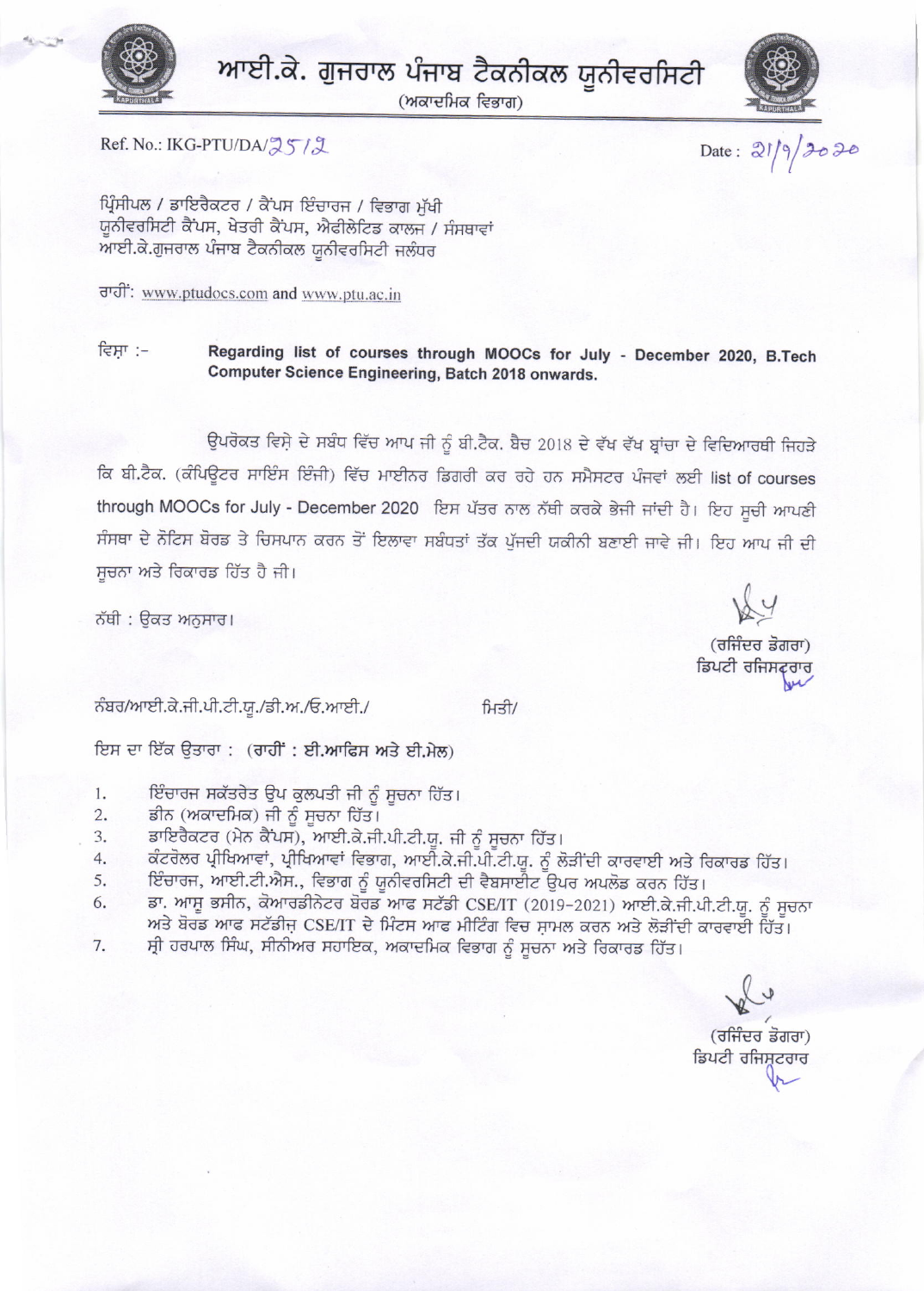# ਆਈ.ਕੇ. ਗੁਜਰਾਲ ਪੰਜਾਬ ਟੈਕਨੀਕਲ ਯੂਨੀਵਰਸਿਟੀ

(ਅਕਾਦਮਿਕ ਵਿਭਾਗ)

Ref. No.: IKG-PTU/DA/2512

Date : 21/9/2020

ਪ੍ਰਿੰਸੀਪਲ / ਡਾਇਰੈਕਟਰ / ਕੈਂਪਸ ਇੰਚਾਰਜ / ਵਿਭਾਗ ਮੁੱਖੀ
ਯੂਨੀਵਰਸਿਟੀ ਕੈਂਪਸ, ਖੇਤਰੀ ਕੈਂਪਸ, ਐਫੀਲੇਟਿਡ ਕਾਲਜ / ਸੰਸਥਾਵਾਂ
ਆਈ.ਕੇ.ਗੁਜਰਾਲ ਪੰਜਾਬ ਟੈਕਨੀਕਲ ਯੂਨੀਵਰਸਿਟੀ ਜਲੰਧਰ

ਰਾਹੀਂ: www.ptudocs.com and www.ptu.ac.in

ਵਿਸ਼ਾ :- **Regarding list of courses through MOOCs for July - December 2020, B.Tech Computer Science Engineering, Batch 2018 onwards.**

ਉਪਰੋਕਤ ਵਿਸ਼ੇ ਦੇ ਸਬੰਧ ਵਿੱਚ ਆਪ ਜੀ ਨੂੰ ਬੀ.ਟੈਕ. ਬੈਚ 2018 ਦੇ ਵੱਖ ਵੱਖ ਬ੍ਰਾਂਚਾ ਦੇ ਵਿਦਿਆਰਥੀ ਜਿਹੜੇ ਕਿ ਬੀ.ਟੈਕ. (ਕੰਪਿਊਟਰ ਸਾਇੰਸ ਇੰਜੀ) ਵਿੱਚ ਮਾਈਨਰ ਡਿਗਰੀ ਕਰ ਰਹੇ ਹਨ ਸਮੈਸਟਰ ਪੰਜਵਾਂ ਲਈ list of courses through MOOCs for July - December 2020 ਇਸ ਪੱਤਰ ਨਾਲ ਨੱਥੀ ਕਰਕੇ ਭੇਜੀ ਜਾਂਦੀ ਹੈ। ਇਹ ਸੂਚੀ ਆਪਣੀ ਸੰਸਥਾ ਦੇ ਨੋਟਿਸ ਬੋਰਡ ਤੇ ਚਿਸਪਾਨ ਕਰਨ ਤੋਂ ਇਲਾਵਾ ਸਬੰਧਤਾਂ ਤੱਕ ਪੁੱਜਦੀ ਯਕੀਨੀ ਬਣਾਈ ਜਾਵੇ ਜੀ। ਇਹ ਆਪ ਜੀ ਦੀ ਸੂਚਨਾ ਅਤੇ ਰਿਕਾਰਡ ਹਿੱਤ ਹੈ ਜੀ।

ਨੱਥੀ : ਉਕਤ ਅਨੁਸਾਰ।

(ਰਜਿੰਦਰ ਡੋਗਰਾ)
ਡਿਪਟੀ ਰਜਿਸਟ੍ਰਾਰ

ਨੰਬਰ/ਆਈ.ਕੇ.ਜੀ.ਪੀ.ਟੀ.ਯੂ./ਡੀ.ਅ./ਓ.ਆਈ./ ਮਿਤੀ/

ਇਸ ਦਾ ਇੱਕ ਉਤਾਰਾ : (ਰਾਹੀਂ : ਈ.ਆਫਿਸ ਅਤੇ ਈ.ਮੇਲ)

1. ਇੰਚਾਰਜ ਸਕੱਤਰੇਤ ਉਪ ਕੁਲਪਤੀ ਜੀ ਨੂੰ ਸੂਚਨਾ ਹਿੱਤ।
2. ਡੀਨ (ਅਕਾਦਮਿਕ) ਜੀ ਨੂੰ ਸੂਚਨਾ ਹਿੱਤ।
3. ਡਾਇਰੈਕਟਰ (ਮੇਨ ਕੈਂਪਸ), ਆਈ.ਕੇ.ਜੀ.ਪੀ.ਟੀ.ਯੂ. ਜੀ ਨੂੰ ਸੂਚਨਾ ਹਿੱਤ।
4. ਕੰਟਰੋਲਰ ਪ੍ਰੀਖਿਆਵਾਂ, ਪ੍ਰੀਖਿਆਵਾਂ ਵਿਭਾਗ, ਆਈ.ਕੇ.ਜੀ.ਪੀ.ਟੀ.ਯੂ. ਨੂੰ ਲੋੜੀਂਦੀ ਕਾਰਵਾਈ ਅਤੇ ਰਿਕਾਰਡ ਹਿੱਤ।
5. ਇੰਚਾਰਜ, ਆਈ.ਟੀ.ਐਸ., ਵਿਭਾਗ ਨੂੰ ਯੂਨੀਵਰਸਿਟੀ ਦੀ ਵੈਬਸਾਈਟ ਉਪਰ ਅਪਲੋਡ ਕਰਨ ਹਿੱਤ।
6. ਡਾ. ਆਸ਼ੂ ਭਸੀਨ, ਕੋਆਰਡੀਨੇਟਰ ਬੋਰਡ ਆਫ ਸਟੱਡੀ CSE/IT (2019-2021) ਆਈ.ਕੇ.ਜੀ.ਪੀ.ਟੀ.ਯੂ. ਨੂੰ ਸੂਚਨਾ ਅਤੇ ਬੋਰਡ ਆਫ ਸਟੱਡੀਜ਼ CSE/IT ਦੇ ਮਿੰਟਸ ਆਫ ਮੀਟਿੰਗ ਵਿਚ ਸ਼ਾਮਲ ਕਰਨ ਅਤੇ ਲੋੜੀਂਦੀ ਕਾਰਵਾਈ ਹਿੱਤ।
7. ਸ੍ਰੀ ਹਰਪਾਲ ਸਿੰਘ, ਸੀਨੀਅਰ ਸਹਾਇਕ, ਅਕਾਦਮਿਕ ਵਿਭਾਗ ਨੂੰ ਸੂਚਨਾ ਅਤੇ ਰਿਕਾਰਡ ਹਿੱਤ।

(ਰਜਿੰਦਰ ਡੋਗਰਾ)
ਡਿਪਟੀ ਰਜਿਸਟ੍ਰਾਰ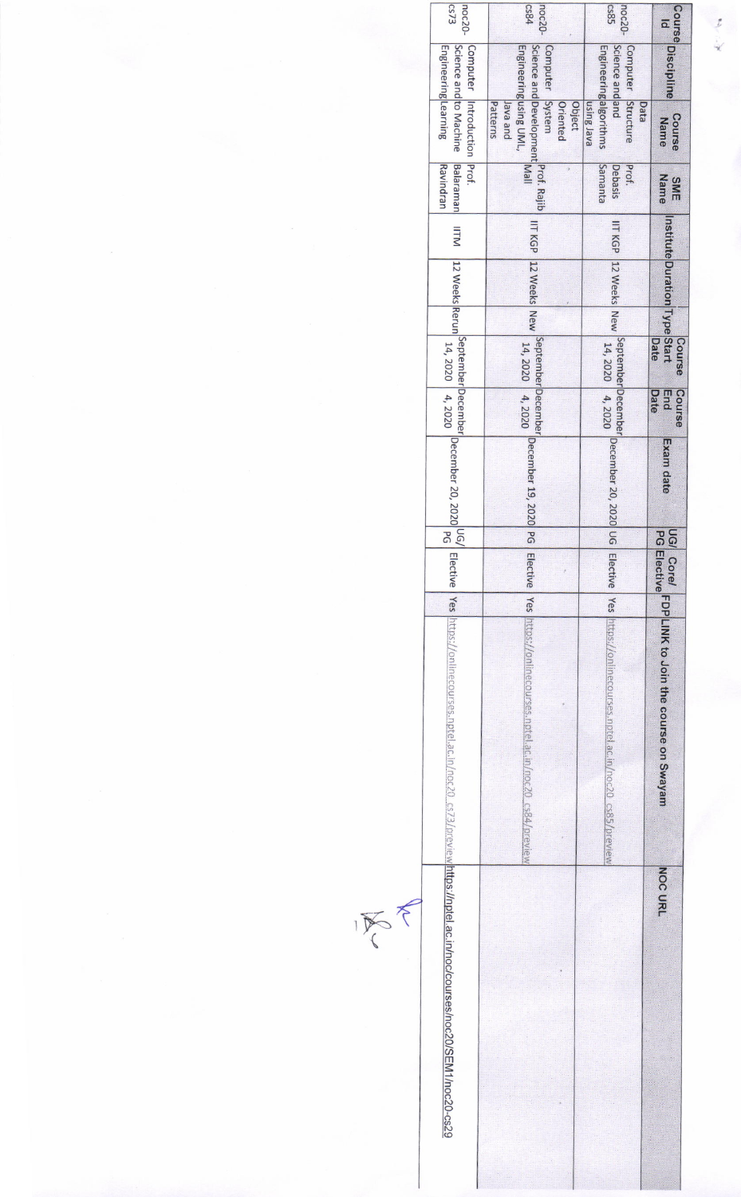| Course Id | Discipline | Course Name | SME Name | Institute | Duration | Type | Course Start Date | Course End Date | Exam date | UG/ PG | Core/ Elective | FDP | LINK to Join the course on Swayam | NOC URL |
|---|---|---|---|---|---|---|---|---|---|---|---|---|---|---|
| noc20-cs85 | Computer Science and Engineering | Data Structure and algorithms using Java | Prof. Debasis Samanta | IIT KGP | 12 Weeks | New | September 14, 2020 | December 4, 2020 | December 20, 2020 | UG | Elective | Yes | https://onlinecourses.nptel.ac.in/noc20_cs85/preview | |
| noc20-cs84 | Computer Science and Engineering | Object Oriented System Development using UML, Java and Patterns | Prof. Rajib Mall | IIT KGP | 12 Weeks | New | September 14, 2020 | December 4, 2020 | December 19, 2020 | PG | Elective | Yes | https://onlinecourses.nptel.ac.in/noc20_cs84/preview | |
| noc20-cs73 | Computer Science and Engineering | Introduction to Machine Learning | Prof. Balaraman Ravindran | IITM | 12 Weeks | Rerun | September 14, 2020 | December 4, 2020 | December 20, 2020 | UG/ PG | Elective | Yes | https://onlinecourses.nptel.ac.in/noc20_cs73/preview | https://nptel.ac.in/noc/courses/noc20/SEM1/noc20-cs29 |